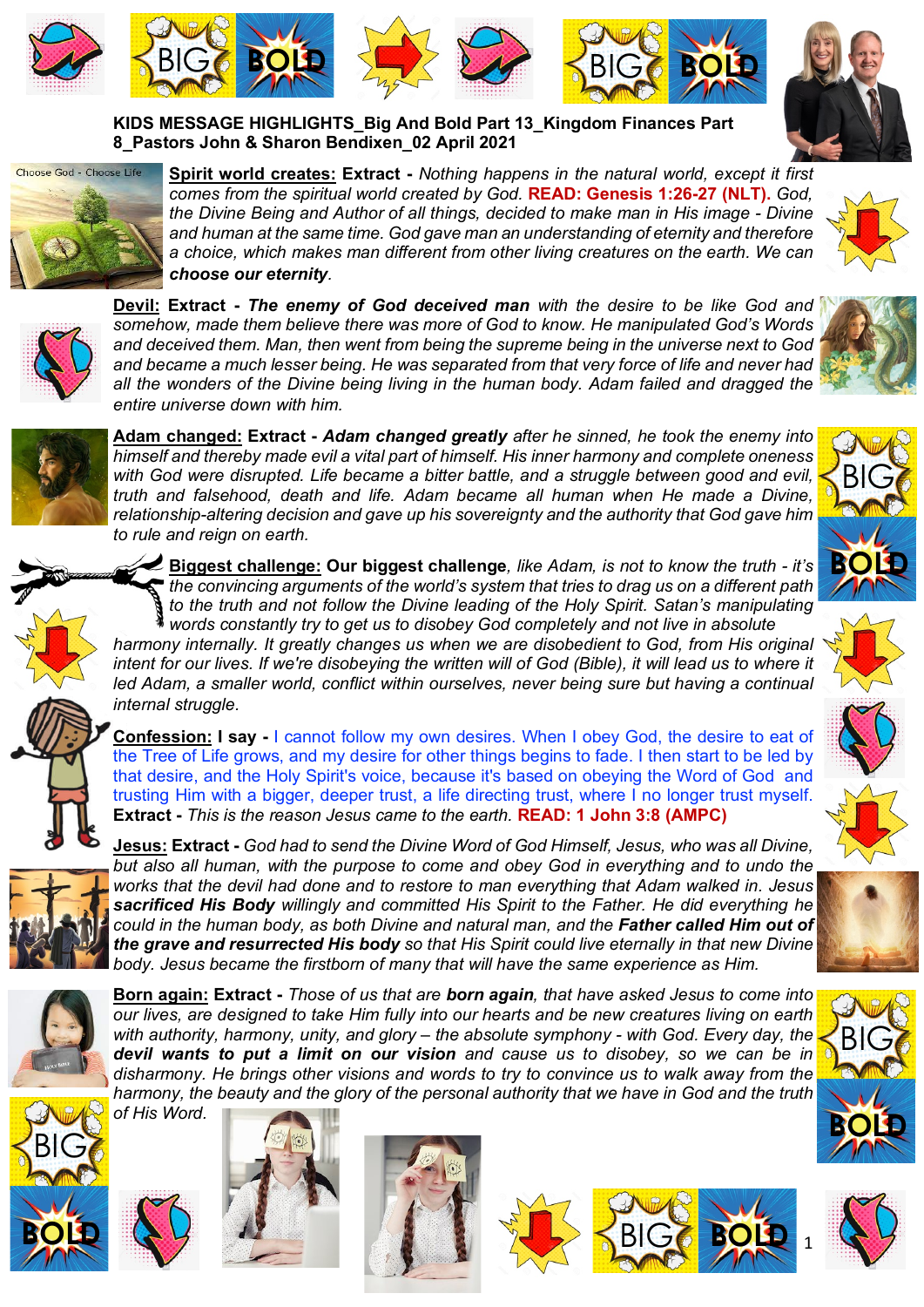**KIDS MESSAGE HIGHLIGHTS_Big And Bold Part 13_Kingdom Finances Part 8_Pastors John & Sharon Bendixen_02 April 2021**

**Spirit world creates: Extract -** *Nothing happens in the natural world, except it first comes from the spiritual world created by God.* **READ: Genesis 1:26-27 (NLT).** *God, the Divine Being and Author of all things, decided to make man in His image - Divine and human at the same time. God gave man an understanding of eternity and therefore a choice, which makes man different from other living creatures on the earth. We can* ***choose our eternity****.*

**Devil: Extract -** ***The enemy of God deceived man*** *with the desire to be like God and somehow, made them believe there was more of God to know. He manipulated God's Words and deceived them. Man, then went from being the supreme being in the universe next to God and became a much lesser being. He was separated from that very force of life and never had all the wonders of the Divine being living in the human body. Adam failed and dragged the entire universe down with him.*

**Adam changed: Extract -** ***Adam changed greatly*** *after he sinned, he took the enemy into himself and thereby made evil a vital part of himself. His inner harmony and complete oneness with God were disrupted. Life became a bitter battle, and a struggle between good and evil, truth and falsehood, death and life. Adam became all human when He made a Divine, relationship-altering decision and gave up his sovereignty and the authority that God gave him to rule and reign on earth.*

**Biggest challenge: Our biggest challenge***, like Adam, is not to know the truth - it's the convincing arguments of the world's system that tries to drag us on a different path to the truth and not follow the Divine leading of the Holy Spirit. Satan's manipulating words constantly try to get us to disobey God completely and not live in absolute harmony internally. It greatly changes us when we are disobedient to God, from His original intent for our lives. If we're disobeying the written will of God (Bible), it will lead us to where it led Adam, a smaller world, conflict within ourselves, never being sure but having a continual internal struggle.*

**Confession: I say -** I cannot follow my own desires. When I obey God, the desire to eat of the Tree of Life grows, and my desire for other things begins to fade. I then start to be led by that desire, and the Holy Spirit's voice, because it's based on obeying the Word of God and trusting Him with a bigger, deeper trust, a life directing trust, where I no longer trust myself. **Extract -** *This is the reason Jesus came to the earth.* **READ: 1 John 3:8 (AMPC)**

**Jesus: Extract -** *God had to send the Divine Word of God Himself, Jesus, who was all Divine, but also all human, with the purpose to come and obey God in everything and to undo the works that the devil had done and to restore to man everything that Adam walked in. Jesus* ***sacrificed His Body*** *willingly and committed His Spirit to the Father. He did everything he could in the human body, as both Divine and natural man, and the* ***Father called Him out of the grave and resurrected His body*** *so that His Spirit could live eternally in that new Divine body. Jesus became the firstborn of many that will have the same experience as Him.*

**Born again: Extract -** *Those of us that are* ***born again****, that have asked Jesus to come into our lives, are designed to take Him fully into our hearts and be new creatures living on earth with authority, harmony, unity, and glory – the absolute symphony - with God. Every day, the* ***devil wants to put a limit on our vision*** *and cause us to disobey, so we can be in disharmony. He brings other visions and words to try to convince us to walk away from the harmony, the beauty and the glory of the personal authority that we have in God and the truth of His Word.*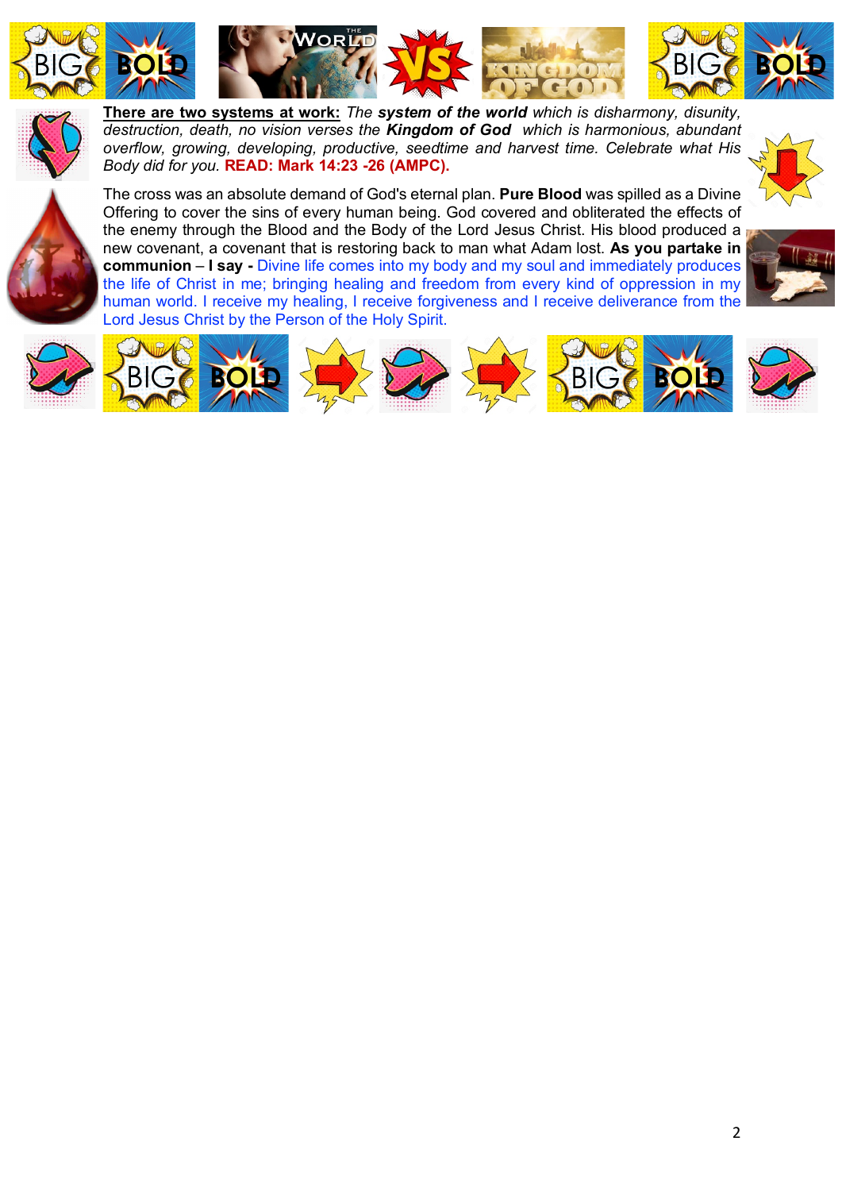**There are two systems at work:** *The **system of the world** which is disharmony, disunity, destruction, death, no vision verses the **Kingdom of God** which is harmonious, abundant overflow, growing, developing, productive, seedtime and harvest time. Celebrate what His Body did for you.* **READ: Mark 14:23 -26 (AMPC).**

The cross was an absolute demand of God's eternal plan. **Pure Blood** was spilled as a Divine Offering to cover the sins of every human being. God covered and obliterated the effects of the enemy through the Blood and the Body of the Lord Jesus Christ. His blood produced a new covenant, a covenant that is restoring back to man what Adam lost. **As you partake in communion** – **I say -** Divine life comes into my body and my soul and immediately produces the life of Christ in me; bringing healing and freedom from every kind of oppression in my human world. I receive my healing, I receive forgiveness and I receive deliverance from the Lord Jesus Christ by the Person of the Holy Spirit.